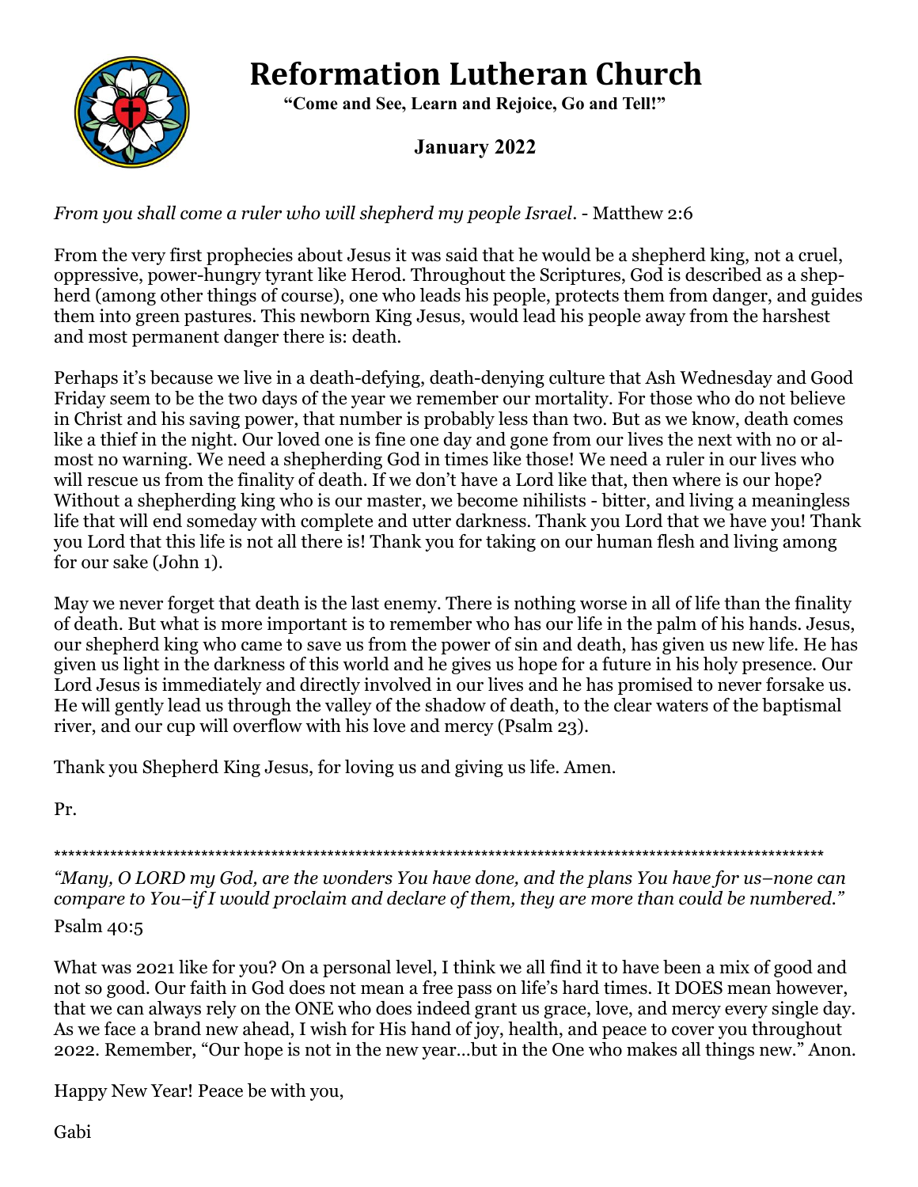# Reformation Lutheran Church

**"Come and See, Learn and Rejoice, Go and Tell!"**

**January 2022**

*From you shall come a ruler who will shepherd my people Israel*. - Matthew 2:6

From the very first prophecies about Jesus it was said that he would be a shepherd king, not a cruel, oppressive, power-hungry tyrant like Herod. Throughout the Scriptures, God is described as a shepherd (among other things of course), one who leads his people, protects them from danger, and guides them into green pastures. This newborn King Jesus, would lead his people away from the harshest and most permanent danger there is: death.

Perhaps it's because we live in a death-defying, death-denying culture that Ash Wednesday and Good Friday seem to be the two days of the year we remember our mortality. For those who do not believe in Christ and his saving power, that number is probably less than two. But as we know, death comes like a thief in the night. Our loved one is fine one day and gone from our lives the next with no or almost no warning. We need a shepherding God in times like those! We need a ruler in our lives who will rescue us from the finality of death. If we don't have a Lord like that, then where is our hope? Without a shepherding king who is our master, we become nihilists - bitter, and living a meaningless life that will end someday with complete and utter darkness. Thank you Lord that we have you! Thank you Lord that this life is not all there is! Thank you for taking on our human flesh and living among for our sake (John 1).

May we never forget that death is the last enemy. There is nothing worse in all of life than the finality of death. But what is more important is to remember who has our life in the palm of his hands. Jesus, our shepherd king who came to save us from the power of sin and death, has given us new life. He has given us light in the darkness of this world and he gives us hope for a future in his holy presence. Our Lord Jesus is immediately and directly involved in our lives and he has promised to never forsake us. He will gently lead us through the valley of the shadow of death, to the clear waters of the baptismal river, and our cup will overflow with his love and mercy (Psalm 23).

Thank you Shepherd King Jesus, for loving us and giving us life. Amen.

Pr.

****************************************************************************************************************

*"Many, O LORD my God, are the wonders You have done, and the plans You have for us–none can compare to You–if I would proclaim and declare of them, they are more than could be numbered."*

Psalm 40:5

What was 2021 like for you? On a personal level, I think we all find it to have been a mix of good and not so good. Our faith in God does not mean a free pass on life's hard times. It DOES mean however, that we can always rely on the ONE who does indeed grant us grace, love, and mercy every single day. As we face a brand new ahead, I wish for His hand of joy, health, and peace to cover you throughout 2022. Remember, "Our hope is not in the new year…but in the One who makes all things new." Anon.

Happy New Year! Peace be with you,

Gabi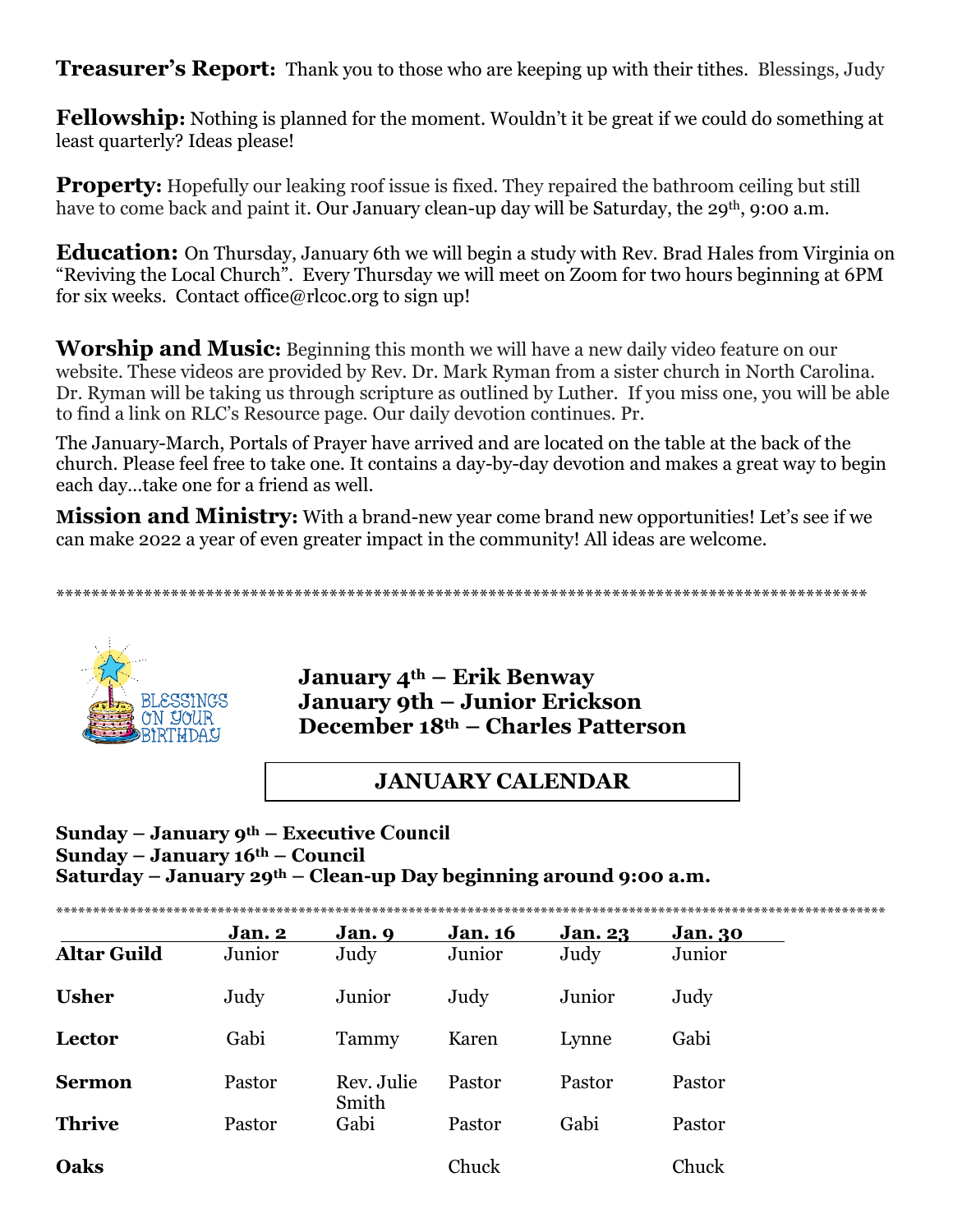**Treasurer's Report:** Thank you to those who are keeping up with their tithes. Blessings, Judy

**Fellowship:** Nothing is planned for the moment. Wouldn't it be great if we could do something at least quarterly? Ideas please!

**Property:** Hopefully our leaking roof issue is fixed. They repaired the bathroom ceiling but still have to come back and paint it. Our January clean-up day will be Saturday, the 29th, 9:00 a.m.

**Education:** On Thursday, January 6th we will begin a study with Rev. Brad Hales from Virginia on "Reviving the Local Church". Every Thursday we will meet on Zoom for two hours beginning at 6PM for six weeks. Contact office@rlcoc.org to sign up!

**Worship and Music:** Beginning this month we will have a new daily video feature on our website. These videos are provided by Rev. Dr. Mark Ryman from a sister church in North Carolina. Dr. Ryman will be taking us through scripture as outlined by Luther. If you miss one, you will be able to find a link on RLC's Resource page. Our daily devotion continues. Pr.

The January-March, Portals of Prayer have arrived and are located on the table at the back of the church. Please feel free to take one. It contains a day-by-day devotion and makes a great way to begin each day…take one for a friend as well.

**Mission and Ministry:** With a brand-new year come brand new opportunities! Let's see if we can make 2022 a year of even greater impact in the community! All ideas are welcome.

*****************************************************************************************************

BLESSINGS ON YOUR BIRTHDAY

**January 4th – Erik Benway**
**January 9th – Junior Erickson**
**December 18th – Charles Patterson**

## JANUARY CALENDAR

**Sunday – January 9th – Executive Council**
**Sunday – January 16th – Council**
**Saturday – January 29th – Clean-up Day beginning around 9:00 a.m.**

*****************************************************************************************************

| | Jan. 2 | Jan. 9 | Jan. 16 | Jan. 23 | Jan. 30 |
|---|---|---|---|---|---|
| **Altar Guild** | Junior | Judy | Junior | Judy | Junior |
| **Usher** | Judy | Junior | Judy | Junior | Judy |
| **Lector** | Gabi | Tammy | Karen | Lynne | Gabi |
| **Sermon** | Pastor | Rev. Julie Smith | Pastor | Pastor | Pastor |
| **Thrive** | Pastor | Gabi | Pastor | Gabi | Pastor |
| **Oaks** | | | Chuck | | Chuck |